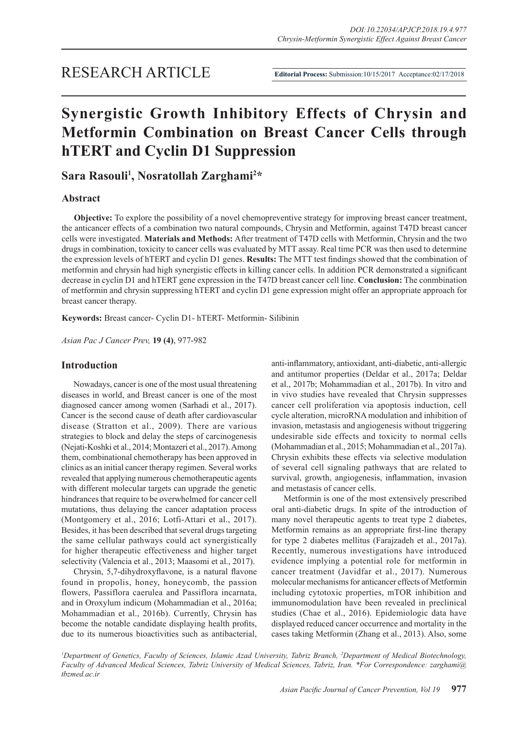RESEARCH ARTICLE

**Editorial Process:** Submission:10/15/2017 Acceptance:02/17/2018

# Synergistic Growth Inhibitory Effects of Chrysin and Metformin Combination on Breast Cancer Cells through hTERT and Cyclin D1 Suppression

## Sara Rasouli[1], Nosratollah Zarghami[2]*

### Abstract

**Objective:** To explore the possibility of a novel chemopreventive strategy for improving breast cancer treatment, the anticancer effects of a combination two natural compounds, Chrysin and Metformin, against T47D breast cancer cells were investigated. **Materials and Methods:** After treatment of T47D cells with Metformin, Chrysin and the two drugs in combination, toxicity to cancer cells was evaluated by MTT assay. Real time PCR was then used to determine the expression levels of hTERT and cyclin D1 genes. **Results:** The MTT test findings showed that the combination of metformin and chrysin had high synergistic effects in killing cancer cells. In addition PCR demonstrated a significant decrease in cyclin D1 and hTERT gene expression in the T47D breast cancer cell line. **Conclusion:** The conmbination of metformin and chrysin suppressing hTERT and cyclin D1 gene expression might offer an appropriate approach for breast cancer therapy.

**Keywords:** Breast cancer- Cyclin D1- hTERT- Metformin- Silibinin

*Asian Pac J Cancer Prev,* **19 (4)**, 977-982

### Introduction

Nowadays, cancer is one of the most usual threatening diseases in world, and Breast cancer is one of the most diagnosed cancer among women (Sarhadi et al., 2017). Cancer is the second cause of death after cardiovascular disease (Stratton et al., 2009). There are various strategies to block and delay the steps of carcinogenesis (Nejati-Koshki et al., 2014; Montazeri et al., 2017). Among them, combinational chemotherapy has been approved in clinics as an initial cancer therapy regimen. Several works revealed that applying numerous chemotherapeutic agents with different molecular targets can upgrade the genetic hindrances that require to be overwhelmed for cancer cell mutations, thus delaying the cancer adaptation process (Montgomery et al., 2016; Lotfi-Attari et al., 2017). Besides, it has been described that several drugs targeting the same cellular pathways could act synergistically for higher therapeutic effectiveness and higher target selectivity (Valencia et al., 2013; Maasomi et al., 2017).

Chrysin, 5,7-dihydroxyflavone, is a natural flavone found in propolis, honey, honeycomb, the passion flowers, Passiflora caerulea and Passiflora incarnata, and in Oroxylum indicum (Mohammadian et al., 2016a; Mohammadian et al., 2016b). Currently, Chrysin has become the notable candidate displaying health profits, due to its numerous bioactivities such as antibacterial, anti-inflammatory, antioxidant, anti-diabetic, anti-allergic and antitumor properties (Deldar et al., 2017a; Deldar et al., 2017b; Mohammadian et al., 2017b). In vitro and in vivo studies have revealed that Chrysin suppresses cancer cell proliferation via apoptosis induction, cell cycle alteration, microRNA modulation and inhibition of invasion, metastasis and angiogenesis without triggering undesirable side effects and toxicity to normal cells (Mohammadian et al., 2015; Mohammadian et al., 2017a). Chrysin exhibits these effects via selective modulation of several cell signaling pathways that are related to survival, growth, angiogenesis, inflammation, invasion and metastasis of cancer cells.

Metformin is one of the most extensively prescribed oral anti-diabetic drugs. In spite of the introduction of many novel therapeutic agents to treat type 2 diabetes, Metformin remains as an appropriate first-line therapy for type 2 diabetes mellitus (Farajzadeh et al., 2017a). Recently, numerous investigations have introduced evidence implying a potential role for metformin in cancer treatment (Javidfar et al., 2017). Numerous molecular mechanisms for anticancer effects of Metformin including cytotoxic properties, mTOR inhibition and immunomodulation have been revealed in preclinical studies (Chae et al., 2016). Epidemiologic data have displayed reduced cancer occurrence and mortality in the cases taking Metformin (Zhang et al., 2013). Also, some

[1]*Department of Genetics, Faculty of Sciences, Islamic Azad University, Tabriz Branch,* [2]*Department of Medical Biotechnology, Faculty of Advanced Medical Sciences, Tabriz University of Medical Sciences, Tabriz, Iran. *For Correspondence: zarghami@tbzmed.ac.ir*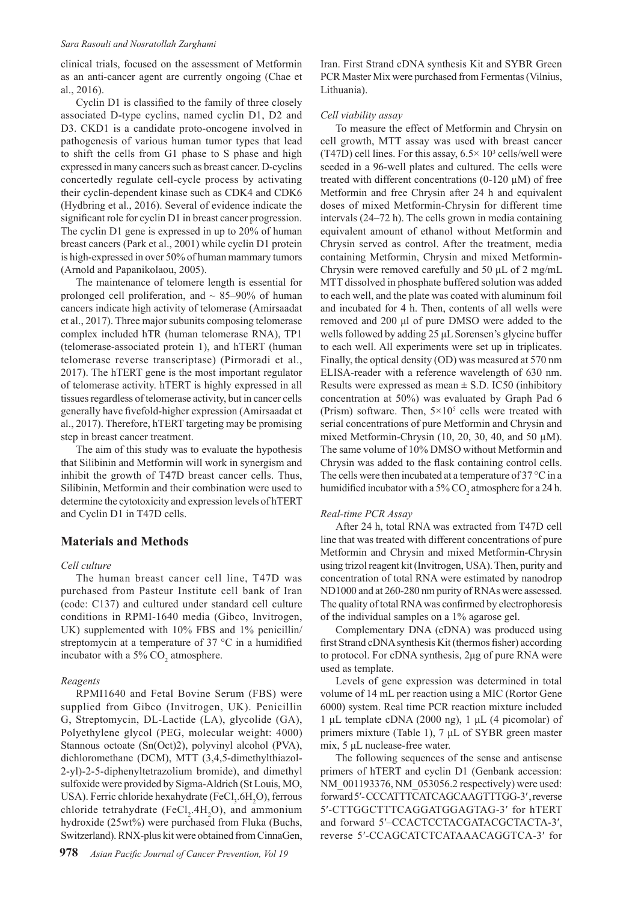clinical trials, focused on the assessment of Metformin as an anti-cancer agent are currently ongoing (Chae et al., 2016).

Cyclin D1 is classified to the family of three closely associated D-type cyclins, named cyclin D1, D2 and D3. CKD1 is a candidate proto-oncogene involved in pathogenesis of various human tumor types that lead to shift the cells from G1 phase to S phase and high expressed in many cancers such as breast cancer. D-cyclins concertedly regulate cell-cycle process by activating their cyclin-dependent kinase such as CDK4 and CDK6 (Hydbring et al., 2016). Several of evidence indicate the significant role for cyclin D1 in breast cancer progression. The cyclin D1 gene is expressed in up to 20% of human breast cancers (Park et al., 2001) while cyclin D1 protein is high-expressed in over 50% of human mammary tumors (Arnold and Papanikolaou, 2005).

The maintenance of telomere length is essential for prolonged cell proliferation, and ~ 85–90% of human cancers indicate high activity of telomerase (Amirsaadat et al., 2017). Three major subunits composing telomerase complex included hTR (human telomerase RNA), TP1 (telomerase-associated protein 1), and hTERT (human telomerase reverse transcriptase) (Pirmoradi et al., 2017). The hTERT gene is the most important regulator of telomerase activity. hTERT is highly expressed in all tissues regardless of telomerase activity, but in cancer cells generally have fivefold-higher expression (Amirsaadat et al., 2017). Therefore, hTERT targeting may be promising step in breast cancer treatment.

The aim of this study was to evaluate the hypothesis that Silibinin and Metformin will work in synergism and inhibit the growth of T47D breast cancer cells. Thus, Silibinin, Metformin and their combination were used to determine the cytotoxicity and expression levels of hTERT and Cyclin D1 in T47D cells.

## Materials and Methods

*Cell culture*

The human breast cancer cell line, T47D was purchased from Pasteur Institute cell bank of Iran (code: C137) and cultured under standard cell culture conditions in RPMI-1640 media (Gibco, Invitrogen, UK) supplemented with 10% FBS and 1% penicillin/streptomycin at a temperature of 37 °C in a humidified incubator with a 5% $CO_2$ atmosphere.

*Reagents*

RPMI1640 and Fetal Bovine Serum (FBS) were supplied from Gibco (Invitrogen, UK). Penicillin G, Streptomycin, DL-Lactide (LA), glycolide (GA), Polyethylene glycol (PEG, molecular weight: 4000) Stannous octoate (Sn(Oct)2), polyvinyl alcohol (PVA), dichloromethane (DCM), MTT (3,4,5-dimethylthiazol-2-yl)-2-5-diphenyltetrazolium bromide), and dimethyl sulfoxide were provided by Sigma-Aldrich (St Louis, MO, USA). Ferric chloride hexahydrate ($FeCl_3.6H_2O$), ferrous chloride tetrahydrate ($FeCl_2.4H_2O$), and ammonium hydroxide (25wt%) were purchased from Fluka (Buchs, Switzerland). RNX-plus kit were obtained from CinnaGen, Iran. First Strand cDNA synthesis Kit and SYBR Green PCR Master Mix were purchased from Fermentas (Vilnius, Lithuania).

*Cell viability assay*

To measure the effect of Metformin and Chrysin on cell growth, MTT assay was used with breast cancer (T47D) cell lines. For this assay, $6.5\times 10^3$ cells/well were seeded in a 96-well plates and cultured. The cells were treated with different concentrations (0-120 µM) of free Metformin and free Chrysin after 24 h and equivalent doses of mixed Metformin-Chrysin for different time intervals (24–72 h). The cells grown in media containing equivalent amount of ethanol without Metformin and Chrysin served as control. After the treatment, media containing Metformin, Chrysin and mixed Metformin-Chrysin were removed carefully and 50 µL of 2 mg/mL MTT dissolved in phosphate buffered solution was added to each well, and the plate was coated with aluminum foil and incubated for 4 h. Then, contents of all wells were removed and 200 µl of pure DMSO were added to the wells followed by adding 25 µL Sorensen's glycine buffer to each well. All experiments were set up in triplicates. Finally, the optical density (OD) was measured at 570 nm ELISA-reader with a reference wavelength of 630 nm. Results were expressed as mean ± S.D. IC50 (inhibitory concentration at 50%) was evaluated by Graph Pad 6 (Prism) software. Then, $5\times10^5$ cells were treated with serial concentrations of pure Metformin and Chrysin and mixed Metformin-Chrysin (10, 20, 30, 40, and 50 µM). The same volume of 10% DMSO without Metformin and Chrysin was added to the flask containing control cells. The cells were then incubated at a temperature of 37 °C in a humidified incubator with a 5% $CO_2$ atmosphere for a 24 h.

*Real-time PCR Assay*

After 24 h, total RNA was extracted from T47D cell line that was treated with different concentrations of pure Metformin and Chrysin and mixed Metformin-Chrysin using trizol reagent kit (Invitrogen, USA). Then, purity and concentration of total RNA were estimated by nanodrop ND1000 and at 260-280 nm purity of RNAs were assessed. The quality of total RNA was confirmed by electrophoresis of the individual samples on a 1% agarose gel.

Complementary DNA (cDNA) was produced using first Strand cDNA synthesis Kit (thermos fisher) according to protocol. For cDNA synthesis, 2µg of pure RNA were used as template.

Levels of gene expression was determined in total volume of 14 mL per reaction using a MIC (Rortor Gene 6000) system. Real time PCR reaction mixture included 1 µL template cDNA (2000 ng), 1 µL (4 picomolar) of primers mixture (Table 1), 7 µL of SYBR green master mix, 5 µL nuclease-free water.

The following sequences of the sense and antisense primers of hTERT and cyclin D1 (Genbank accession: NM_001193376, NM_053056.2 respectively) were used: forward 5′-CCCATTTCATCAGCAAGTTTGG-3′, reverse 5′-CTTGGCTTTCAGGATGGAGTAG-3′ for hTERT and forward 5′–CCACTCCTACGATACGCTACTA-3′, reverse 5′-CCAGCATCTCATAAACAGGTCA-3′ for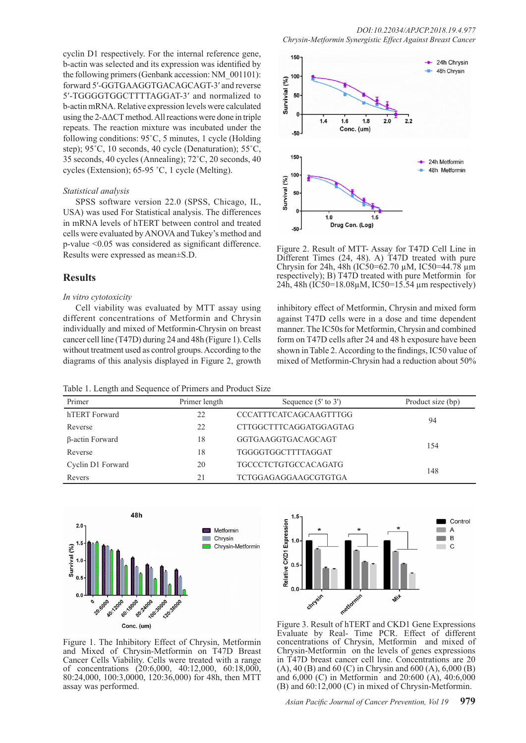cyclin D1 respectively. For the internal reference gene, b-actin was selected and its expression was identified by the following primers (Genbank accession: NM_001101): forward 5′-GGTGAAGGTGACAGCAGT-3′ and reverse 5′-TGGGGTGGCTTTTAGGAT-3′ and normalized to b-actin mRNA. Relative expression levels were calculated using the 2-ΔΔCT method. All reactions were done in triple repeats. The reaction mixture was incubated under the following conditions: 95˚C, 5 minutes, 1 cycle (Holding step); 95˚C, 10 seconds, 40 cycle (Denaturation); 55˚C, 35 seconds, 40 cycles (Annealing); 72˚C, 20 seconds, 40 cycles (Extension); 65-95 ˚C, 1 cycle (Melting).

*Statistical analysis*

SPSS software version 22.0 (SPSS, Chicago, IL, USA) was used For Statistical analysis. The differences in mRNA levels of hTERT between control and treated cells were evaluated by ANOVA and Tukey's method and p-value <0.05 was considered as significant difference. Results were expressed as mean±S.D.

## Results

*In vitro cytotoxicity*

Cell viability was evaluated by MTT assay using different concentrations of Metformin and Chrysin individually and mixed of Metformin-Chrysin on breast cancer cell line (T47D) during 24 and 48h (Figure 1). Cells without treatment used as control groups. According to the diagrams of this analysis displayed in Figure 2, growth inhibitory effect of Metformin, Chrysin and mixed form against T47D cells were in a dose and time dependent manner. The IC50s for Metformin, Chrysin and combined form on T47D cells after 24 and 48 h exposure have been shown in Table 2. According to the findings, IC50 value of mixed of Metformin-Chrysin had a reduction about 50%

Figure 2. Result of MTT- Assay for T47D Cell Line in Different Times (24, 48). A) T47D treated with pure Chrysin for 24h, 48h (IC50=62.70 µM, IC50=44.78 µm respectively); B) T47D treated with pure Metformin for 24h, 48h (IC50=18.08µM, IC50=15.54 µm respectively)

Table 1. Length and Sequence of Primers and Product Size

| Primer | Primer length | Sequence (5' to 3') | Product size (bp) |
|---|---|---|---|
| hTERT Forward | 22 | CCCATTTCATCAGCAAGTTTGG | 94 |
| Reverse | 22 | CTTGGCTTTCAGGATGGAGTAG | |
| β-actin Forward | 18 | GGTGAAGGTGACAGCAGT | 154 |
| Reverse | 18 | TGGGGTGGCTTTTAGGAT | |
| Cyclin D1 Forward | 20 | TGCCCTCTGTGCCACAGATG | 148 |
| Revers | 21 | TCTGGAGAGGAAGCGTGTGA | |

Figure 1. The Inhibitory Effect of Chrysin, Metformin and Mixed of Chrysin-Metformin on T47D Breast Cancer Cells Viability. Cells were treated with a range of concentrations (20:6,000, 40:12,000, 60:18,000, 80:24,000, 100:3,0000, 120:36,000) for 48h, then MTT assay was performed.

Figure 3. Result of hTERT and CKD1 Gene Expressions Evaluate by Real- Time PCR. Effect of different concentrations of Chrysin, Metformin and mixed of Chrysin-Metformin on the levels of genes expressions in T47D breast cancer cell line. Concentrations are 20 (A), 40 (B) and 60 (C) in Chrysin and 600 (A), 6,000 (B) and 6,000 (C) in Metformin and 20:600 (A), 40:6,000 (B) and 60:12,000 (C) in mixed of Chrysin-Metformin.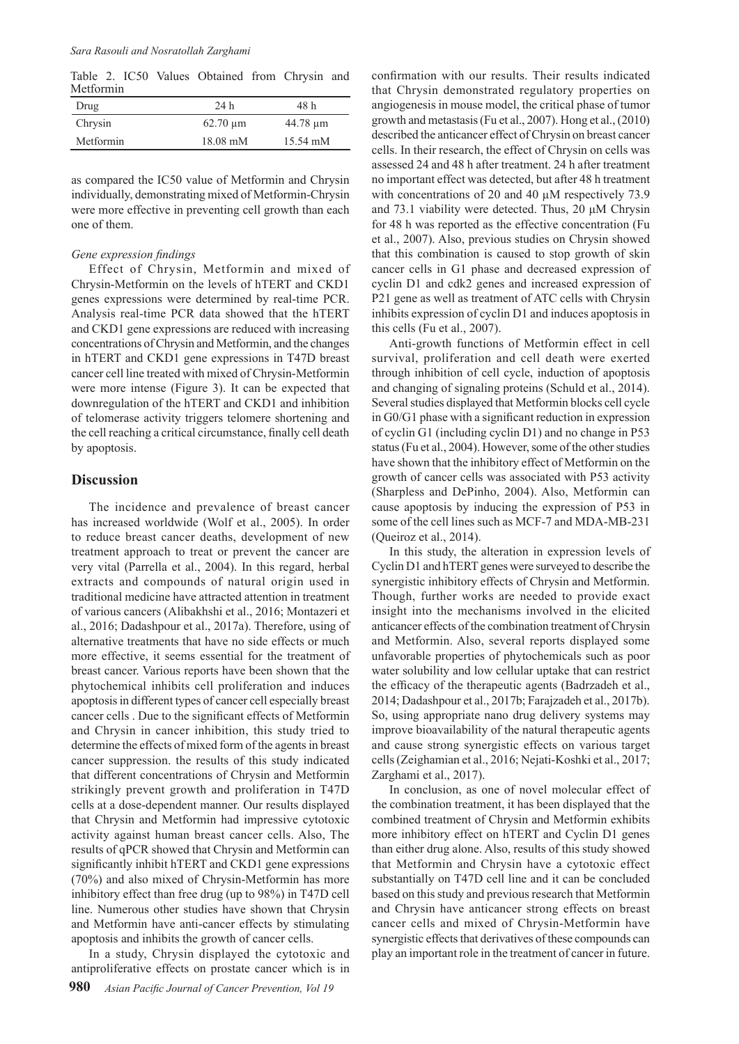Table 2. IC50 Values Obtained from Chrysin and Metformin

| Drug | 24 h | 48 h |
|---|---|---|
| Chrysin | 62.70 μm | 44.78 μm |
| Metformin | 18.08 mM | 15.54 mM |

as compared the IC50 value of Metformin and Chrysin individually, demonstrating mixed of Metformin-Chrysin were more effective in preventing cell growth than each one of them.

### *Gene expression findings*

Effect of Chrysin, Metformin and mixed of Chrysin-Metformin on the levels of hTERT and CKD1 genes expressions were determined by real-time PCR. Analysis real-time PCR data showed that the hTERT and CKD1 gene expressions are reduced with increasing concentrations of Chrysin and Metformin, and the changes in hTERT and CKD1 gene expressions in T47D breast cancer cell line treated with mixed of Chrysin-Metformin were more intense (Figure 3). It can be expected that downregulation of the hTERT and CKD1 and inhibition of telomerase activity triggers telomere shortening and the cell reaching a critical circumstance, finally cell death by apoptosis.

## Discussion

The incidence and prevalence of breast cancer has increased worldwide (Wolf et al., 2005). In order to reduce breast cancer deaths, development of new treatment approach to treat or prevent the cancer are very vital (Parrella et al., 2004). In this regard, herbal extracts and compounds of natural origin used in traditional medicine have attracted attention in treatment of various cancers (Alibakhshi et al., 2016; Montazeri et al., 2016; Dadashpour et al., 2017a). Therefore, using of alternative treatments that have no side effects or much more effective, it seems essential for the treatment of breast cancer. Various reports have been shown that the phytochemical inhibits cell proliferation and induces apoptosis in different types of cancer cell especially breast cancer cells . Due to the significant effects of Metformin and Chrysin in cancer inhibition, this study tried to determine the effects of mixed form of the agents in breast cancer suppression. the results of this study indicated that different concentrations of Chrysin and Metformin strikingly prevent growth and proliferation in T47D cells at a dose-dependent manner. Our results displayed that Chrysin and Metformin had impressive cytotoxic activity against human breast cancer cells. Also, The results of qPCR showed that Chrysin and Metformin can significantly inhibit hTERT and CKD1 gene expressions (70%) and also mixed of Chrysin-Metformin has more inhibitory effect than free drug (up to 98%) in T47D cell line. Numerous other studies have shown that Chrysin and Metformin have anti-cancer effects by stimulating apoptosis and inhibits the growth of cancer cells.

In a study, Chrysin displayed the cytotoxic and antiproliferative effects on prostate cancer which is in confirmation with our results. Their results indicated that Chrysin demonstrated regulatory properties on angiogenesis in mouse model, the critical phase of tumor growth and metastasis (Fu et al., 2007). Hong et al., (2010) described the anticancer effect of Chrysin on breast cancer cells. In their research, the effect of Chrysin on cells was assessed 24 and 48 h after treatment. 24 h after treatment no important effect was detected, but after 48 h treatment with concentrations of 20 and 40 μM respectively 73.9 and 73.1 viability were detected. Thus, 20 μM Chrysin for 48 h was reported as the effective concentration (Fu et al., 2007). Also, previous studies on Chrysin showed that this combination is caused to stop growth of skin cancer cells in G1 phase and decreased expression of cyclin D1 and cdk2 genes and increased expression of P21 gene as well as treatment of ATC cells with Chrysin inhibits expression of cyclin D1 and induces apoptosis in this cells (Fu et al., 2007).

Anti-growth functions of Metformin effect in cell survival, proliferation and cell death were exerted through inhibition of cell cycle, induction of apoptosis and changing of signaling proteins (Schuld et al., 2014). Several studies displayed that Metformin blocks cell cycle in G0/G1 phase with a significant reduction in expression of cyclin G1 (including cyclin D1) and no change in P53 status (Fu et al., 2004). However, some of the other studies have shown that the inhibitory effect of Metformin on the growth of cancer cells was associated with P53 activity (Sharpless and DePinho, 2004). Also, Metformin can cause apoptosis by inducing the expression of P53 in some of the cell lines such as MCF-7 and MDA-MB-231 (Queiroz et al., 2014).

In this study, the alteration in expression levels of Cyclin D1 and hTERT genes were surveyed to describe the synergistic inhibitory effects of Chrysin and Metformin. Though, further works are needed to provide exact insight into the mechanisms involved in the elicited anticancer effects of the combination treatment of Chrysin and Metformin. Also, several reports displayed some unfavorable properties of phytochemicals such as poor water solubility and low cellular uptake that can restrict the efficacy of the therapeutic agents (Badrzadeh et al., 2014; Dadashpour et al., 2017b; Farajzadeh et al., 2017b). So, using appropriate nano drug delivery systems may improve bioavailability of the natural therapeutic agents and cause strong synergistic effects on various target cells (Zeighamian et al., 2016; Nejati-Koshki et al., 2017; Zarghami et al., 2017).

In conclusion, as one of novel molecular effect of the combination treatment, it has been displayed that the combined treatment of Chrysin and Metformin exhibits more inhibitory effect on hTERT and Cyclin D1 genes than either drug alone. Also, results of this study showed that Metformin and Chrysin have a cytotoxic effect substantially on T47D cell line and it can be concluded based on this study and previous research that Metformin and Chrysin have anticancer strong effects on breast cancer cells and mixed of Chrysin-Metformin have synergistic effects that derivatives of these compounds can play an important role in the treatment of cancer in future.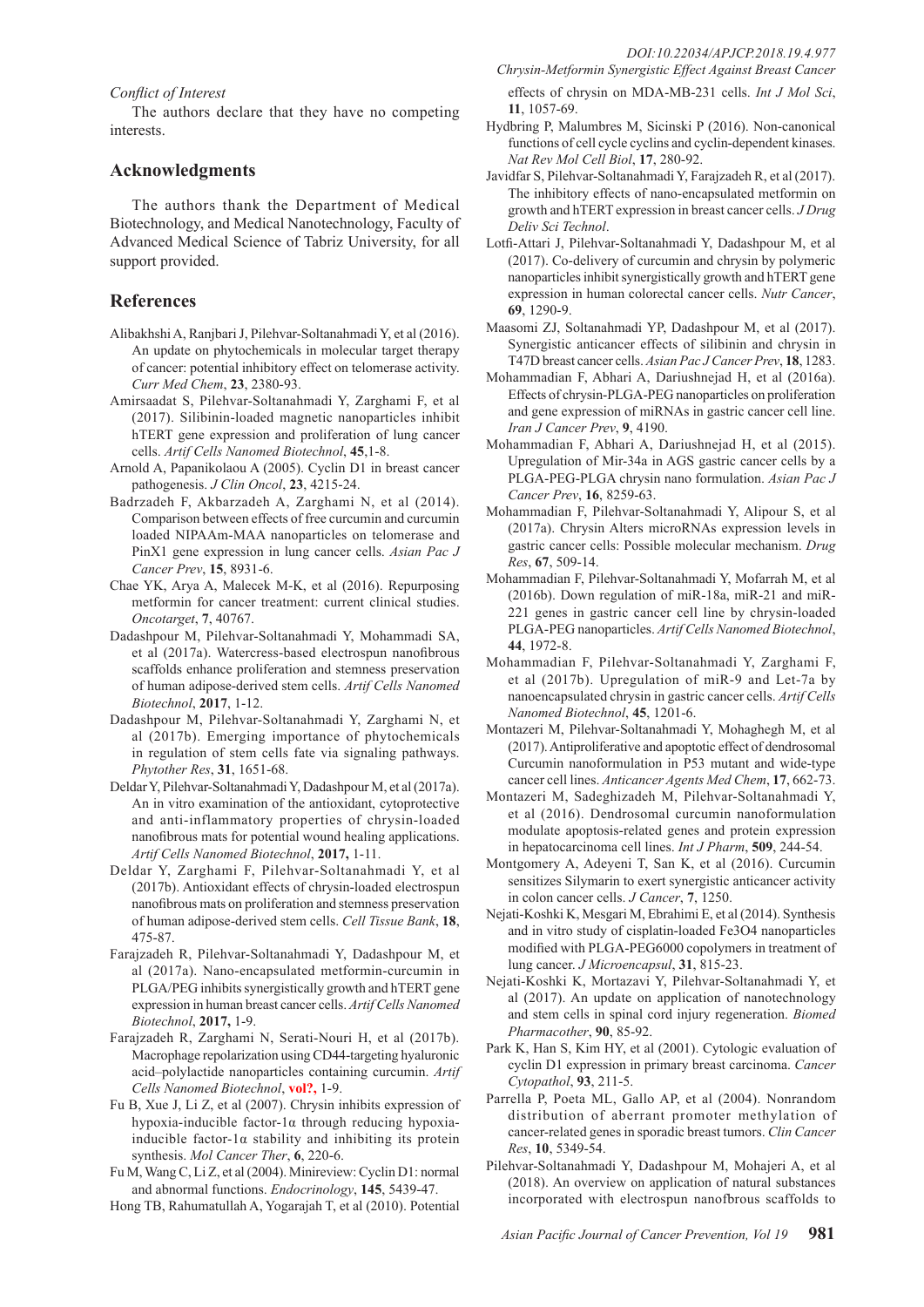*Conflict of Interest*

The authors declare that they have no competing interests.

## Acknowledgments

The authors thank the Department of Medical Biotechnology, and Medical Nanotechnology, Faculty of Advanced Medical Science of Tabriz University, for all support provided.

## References

Alibakhshi A, Ranjbari J, Pilehvar-Soltanahmadi Y, et al (2016). An update on phytochemicals in molecular target therapy of cancer: potential inhibitory effect on telomerase activity. *Curr Med Chem*, **23**, 2380-93.

Amirsaadat S, Pilehvar-Soltanahmadi Y, Zarghami F, et al (2017). Silibinin-loaded magnetic nanoparticles inhibit hTERT gene expression and proliferation of lung cancer cells. *Artif Cells Nanomed Biotechnol*, **45**,1-8.

Arnold A, Papanikolaou A (2005). Cyclin D1 in breast cancer pathogenesis. *J Clin Oncol*, **23**, 4215-24.

Badrzadeh F, Akbarzadeh A, Zarghami N, et al (2014). Comparison between effects of free curcumin and curcumin loaded NIPAAm-MAA nanoparticles on telomerase and PinX1 gene expression in lung cancer cells. *Asian Pac J Cancer Prev*, **15**, 8931-6.

Chae YK, Arya A, Malecek M-K, et al (2016). Repurposing metformin for cancer treatment: current clinical studies. *Oncotarget*, **7**, 40767.

Dadashpour M, Pilehvar-Soltanahmadi Y, Mohammadi SA, et al (2017a). Watercress-based electrospun nanofibrous scaffolds enhance proliferation and stemness preservation of human adipose-derived stem cells. *Artif Cells Nanomed Biotechnol*, **2017**, 1-12.

Dadashpour M, Pilehvar-Soltanahmadi Y, Zarghami N, et al (2017b). Emerging importance of phytochemicals in regulation of stem cells fate via signaling pathways. *Phytother Res*, **31**, 1651-68.

Deldar Y, Pilehvar-Soltanahmadi Y, Dadashpour M, et al (2017a). An in vitro examination of the antioxidant, cytoprotective and anti-inflammatory properties of chrysin-loaded nanofibrous mats for potential wound healing applications. *Artif Cells Nanomed Biotechnol*, **2017,** 1-11.

Deldar Y, Zarghami F, Pilehvar-Soltanahmadi Y, et al (2017b). Antioxidant effects of chrysin-loaded electrospun nanofibrous mats on proliferation and stemness preservation of human adipose-derived stem cells. *Cell Tissue Bank*, **18**, 475-87.

Farajzadeh R, Pilehvar-Soltanahmadi Y, Dadashpour M, et al (2017a). Nano-encapsulated metformin-curcumin in PLGA/PEG inhibits synergistically growth and hTERT gene expression in human breast cancer cells. *Artif Cells Nanomed Biotechnol*, **2017,** 1-9.

Farajzadeh R, Zarghami N, Serati-Nouri H, et al (2017b). Macrophage repolarization using CD44-targeting hyaluronic acid–polylactide nanoparticles containing curcumin. *Artif Cells Nanomed Biotechnol*, **vol?,** 1-9.

Fu B, Xue J, Li Z, et al (2007). Chrysin inhibits expression of hypoxia-inducible factor-1α through reducing hypoxia-inducible factor-1α stability and inhibiting its protein synthesis. *Mol Cancer Ther*, **6**, 220-6.

Fu M, Wang C, Li Z, et al (2004). Minireview: Cyclin D1: normal and abnormal functions. *Endocrinology*, **145**, 5439-47.

Hong TB, Rahumatullah A, Yogarajah T, et al (2010). Potential effects of chrysin on MDA-MB-231 cells. *Int J Mol Sci*, **11**, 1057-69.

Hydbring P, Malumbres M, Sicinski P (2016). Non-canonical functions of cell cycle cyclins and cyclin-dependent kinases. *Nat Rev Mol Cell Biol*, **17**, 280-92.

Javidfar S, Pilehvar-Soltanahmadi Y, Farajzadeh R, et al (2017). The inhibitory effects of nano-encapsulated metformin on growth and hTERT expression in breast cancer cells. *J Drug Deliv Sci Technol*.

Lotfi-Attari J, Pilehvar-Soltanahmadi Y, Dadashpour M, et al (2017). Co-delivery of curcumin and chrysin by polymeric nanoparticles inhibit synergistically growth and hTERT gene expression in human colorectal cancer cells. *Nutr Cancer*, **69**, 1290-9.

Maasomi ZJ, Soltanahmadi YP, Dadashpour M, et al (2017). Synergistic anticancer effects of silibinin and chrysin in T47D breast cancer cells. *Asian Pac J Cancer Prev*, **18**, 1283.

Mohammadian F, Abhari A, Dariushnejad H, et al (2016a). Effects of chrysin-PLGA-PEG nanoparticles on proliferation and gene expression of miRNAs in gastric cancer cell line. *Iran J Cancer Prev*, **9**, 4190.

Mohammadian F, Abhari A, Dariushnejad H, et al (2015). Upregulation of Mir-34a in AGS gastric cancer cells by a PLGA-PEG-PLGA chrysin nano formulation. *Asian Pac J Cancer Prev*, **16**, 8259-63.

Mohammadian F, Pilehvar-Soltanahmadi Y, Alipour S, et al (2017a). Chrysin Alters microRNAs expression levels in gastric cancer cells: Possible molecular mechanism. *Drug Res*, **67**, 509-14.

Mohammadian F, Pilehvar-Soltanahmadi Y, Mofarrah M, et al (2016b). Down regulation of miR-18a, miR-21 and miR-221 genes in gastric cancer cell line by chrysin-loaded PLGA-PEG nanoparticles. *Artif Cells Nanomed Biotechnol*, **44**, 1972-8.

Mohammadian F, Pilehvar-Soltanahmadi Y, Zarghami F, et al (2017b). Upregulation of miR-9 and Let-7a by nanoencapsulated chrysin in gastric cancer cells. *Artif Cells Nanomed Biotechnol*, **45**, 1201-6.

Montazeri M, Pilehvar-Soltanahmadi Y, Mohaghegh M, et al (2017). Antiproliferative and apoptotic effect of dendrosomal Curcumin nanoformulation in P53 mutant and wide-type cancer cell lines. *Anticancer Agents Med Chem*, **17**, 662-73.

Montazeri M, Sadeghizadeh M, Pilehvar-Soltanahmadi Y, et al (2016). Dendrosomal curcumin nanoformulation modulate apoptosis-related genes and protein expression in hepatocarcinoma cell lines. *Int J Pharm*, **509**, 244-54.

Montgomery A, Adeyeni T, San K, et al (2016). Curcumin sensitizes Silymarin to exert synergistic anticancer activity in colon cancer cells. *J Cancer*, **7**, 1250.

Nejati-Koshki K, Mesgari M, Ebrahimi E, et al (2014). Synthesis and in vitro study of cisplatin-loaded Fe3O4 nanoparticles modified with PLGA-PEG6000 copolymers in treatment of lung cancer. *J Microencapsul*, **31**, 815-23.

Nejati-Koshki K, Mortazavi Y, Pilehvar-Soltanahmadi Y, et al (2017). An update on application of nanotechnology and stem cells in spinal cord injury regeneration. *Biomed Pharmacother*, **90**, 85-92.

Park K, Han S, Kim HY, et al (2001). Cytologic evaluation of cyclin D1 expression in primary breast carcinoma. *Cancer Cytopathol*, **93**, 211-5.

Parrella P, Poeta ML, Gallo AP, et al (2004). Nonrandom distribution of aberrant promoter methylation of cancer-related genes in sporadic breast tumors. *Clin Cancer Res*, **10**, 5349-54.

Pilehvar-Soltanahmadi Y, Dadashpour M, Mohajeri A, et al (2018). An overview on application of natural substances incorporated with electrospun nanofbrous scaffolds to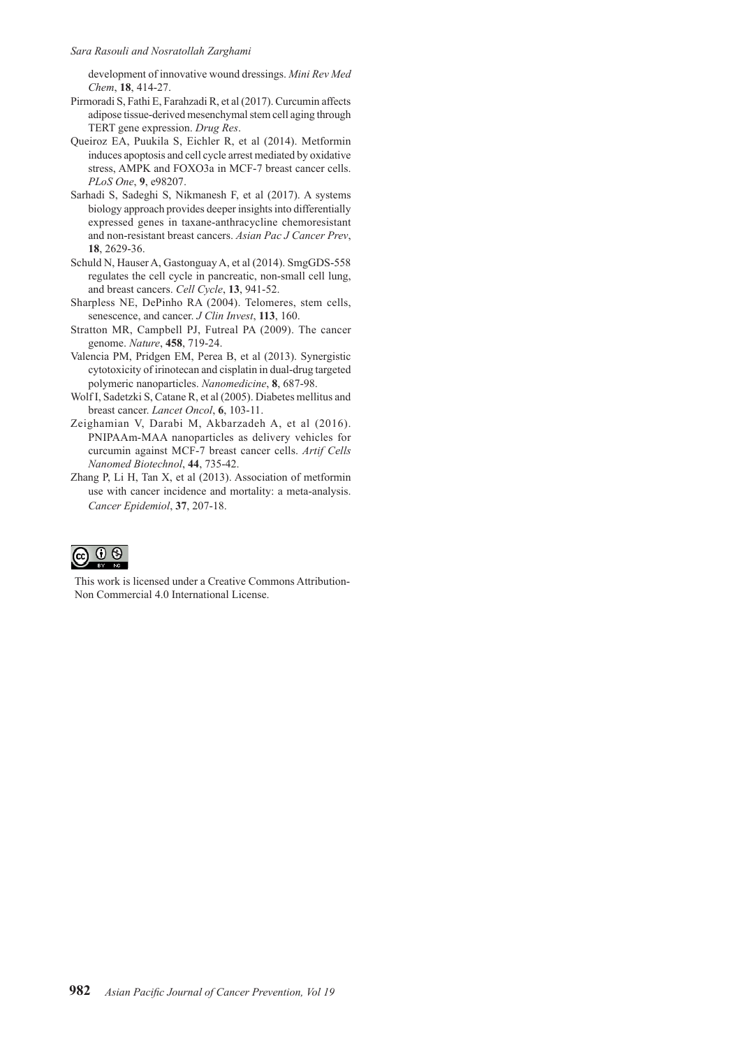development of innovative wound dressings. *Mini Rev Med Chem*, **18**, 414-27.

Pirmoradi S, Fathi E, Farahzadi R, et al (2017). Curcumin affects adipose tissue-derived mesenchymal stem cell aging through TERT gene expression. *Drug Res*.

Queiroz EA, Puukila S, Eichler R, et al (2014). Metformin induces apoptosis and cell cycle arrest mediated by oxidative stress, AMPK and FOXO3a in MCF-7 breast cancer cells. *PLoS One*, **9**, e98207.

Sarhadi S, Sadeghi S, Nikmanesh F, et al (2017). A systems biology approach provides deeper insights into differentially expressed genes in taxane-anthracycline chemoresistant and non-resistant breast cancers. *Asian Pac J Cancer Prev*, **18**, 2629-36.

Schuld N, Hauser A, Gastonguay A, et al (2014). SmgGDS-558 regulates the cell cycle in pancreatic, non-small cell lung, and breast cancers. *Cell Cycle*, **13**, 941-52.

Sharpless NE, DePinho RA (2004). Telomeres, stem cells, senescence, and cancer. *J Clin Invest*, **113**, 160.

Stratton MR, Campbell PJ, Futreal PA (2009). The cancer genome. *Nature*, **458**, 719-24.

Valencia PM, Pridgen EM, Perea B, et al (2013). Synergistic cytotoxicity of irinotecan and cisplatin in dual-drug targeted polymeric nanoparticles. *Nanomedicine*, **8**, 687-98.

Wolf I, Sadetzki S, Catane R, et al (2005). Diabetes mellitus and breast cancer. *Lancet Oncol*, **6**, 103-11.

Zeighamian V, Darabi M, Akbarzadeh A, et al (2016). PNIPAAm-MAA nanoparticles as delivery vehicles for curcumin against MCF-7 breast cancer cells. *Artif Cells Nanomed Biotechnol*, **44**, 735-42.

Zhang P, Li H, Tan X, et al (2013). Association of metformin use with cancer incidence and mortality: a meta-analysis. *Cancer Epidemiol*, **37**, 207-18.

This work is licensed under a Creative Commons Attribution-Non Commercial 4.0 International License.